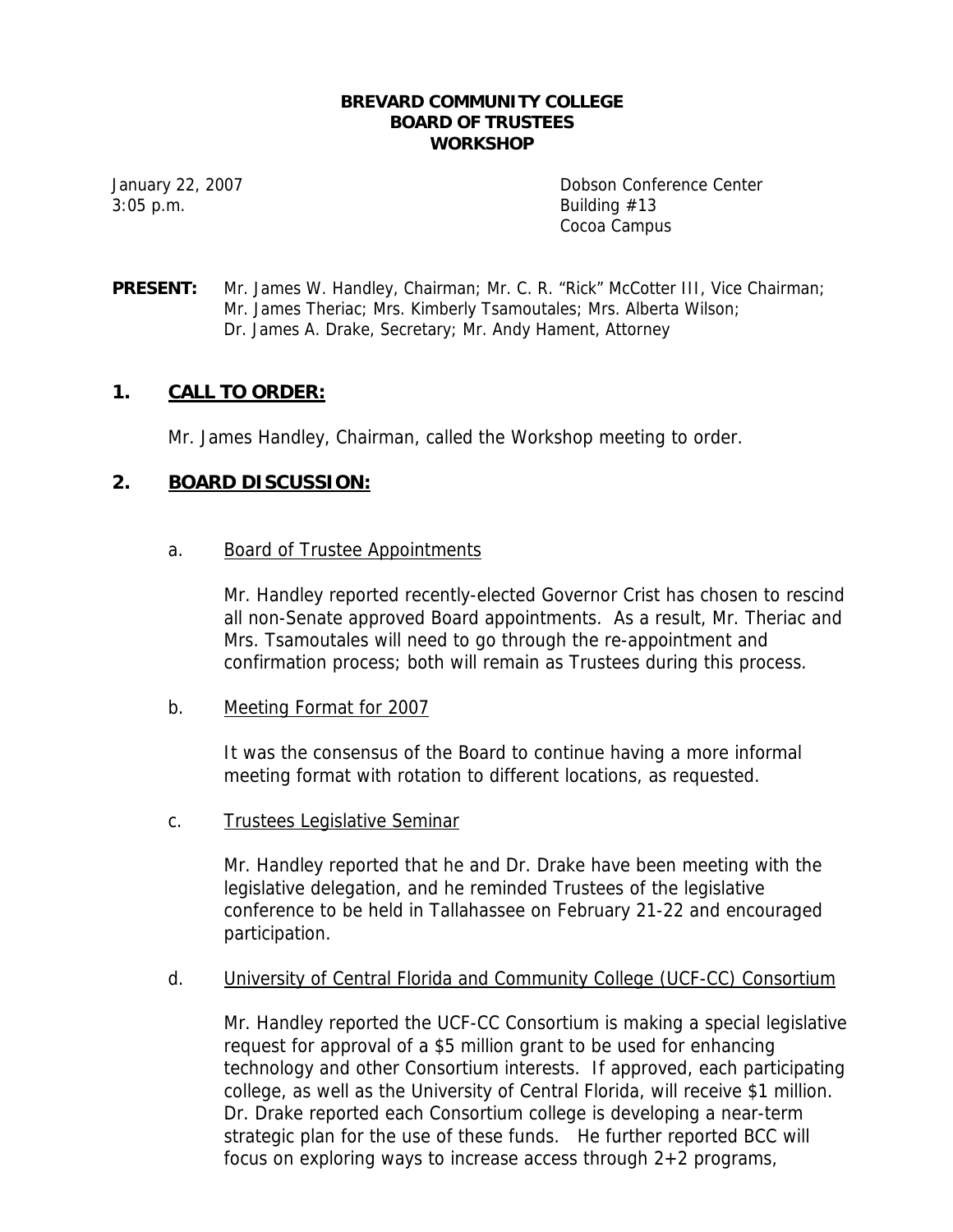# BREVARD COMMUNITY COLLEGE
# BOARD OF TRUSTEES
# WORKSHOP

January 22, 2007
3:05 p.m.

Dobson Conference Center
Building #13
Cocoa Campus

**PRESENT:** Mr. James W. Handley, Chairman; Mr. C. R. "Rick" McCotter III, Vice Chairman; Mr. James Theriac; Mrs. Kimberly Tsamoutales; Mrs. Alberta Wilson; Dr. James A. Drake, Secretary; Mr. Andy Hament, Attorney

## 1. CALL TO ORDER:

Mr. James Handley, Chairman, called the Workshop meeting to order.

## 2. BOARD DISCUSSION:

a. Board of Trustee Appointments

Mr. Handley reported recently-elected Governor Crist has chosen to rescind all non-Senate approved Board appointments. As a result, Mr. Theriac and Mrs. Tsamoutales will need to go through the re-appointment and confirmation process; both will remain as Trustees during this process.

b. Meeting Format for 2007

It was the consensus of the Board to continue having a more informal meeting format with rotation to different locations, as requested.

c. Trustees Legislative Seminar

Mr. Handley reported that he and Dr. Drake have been meeting with the legislative delegation, and he reminded Trustees of the legislative conference to be held in Tallahassee on February 21-22 and encouraged participation.

d. University of Central Florida and Community College (UCF-CC) Consortium

Mr. Handley reported the UCF-CC Consortium is making a special legislative request for approval of a $5 million grant to be used for enhancing technology and other Consortium interests. If approved, each participating college, as well as the University of Central Florida, will receive $1 million. Dr. Drake reported each Consortium college is developing a near-term strategic plan for the use of these funds. He further reported BCC will focus on exploring ways to increase access through 2+2 programs,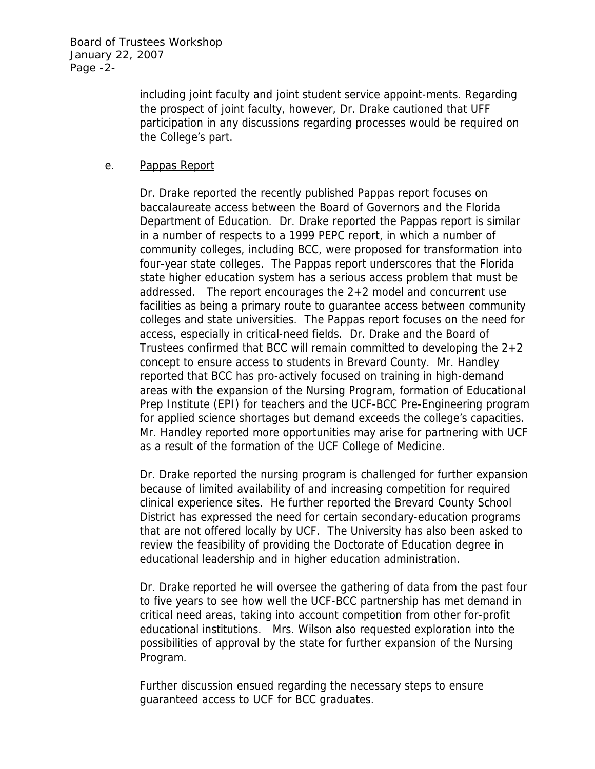including joint faculty and joint student service appoint-ments. Regarding the prospect of joint faculty, however, Dr. Drake cautioned that UFF participation in any discussions regarding processes would be required on the College's part.

e. <u>Pappas Report</u>

Dr. Drake reported the recently published Pappas report focuses on baccalaureate access between the Board of Governors and the Florida Department of Education. Dr. Drake reported the Pappas report is similar in a number of respects to a 1999 PEPC report, in which a number of community colleges, including BCC, were proposed for transformation into four-year state colleges. The Pappas report underscores that the Florida state higher education system has a serious access problem that must be addressed. The report encourages the 2+2 model and concurrent use facilities as being a primary route to guarantee access between community colleges and state universities. The Pappas report focuses on the need for access, especially in critical-need fields. Dr. Drake and the Board of Trustees confirmed that BCC will remain committed to developing the 2+2 concept to ensure access to students in Brevard County. Mr. Handley reported that BCC has pro-actively focused on training in high-demand areas with the expansion of the Nursing Program, formation of Educational Prep Institute (EPI) for teachers and the UCF-BCC Pre-Engineering program for applied science shortages but demand exceeds the college's capacities. Mr. Handley reported more opportunities may arise for partnering with UCF as a result of the formation of the UCF College of Medicine.

Dr. Drake reported the nursing program is challenged for further expansion because of limited availability of and increasing competition for required clinical experience sites. He further reported the Brevard County School District has expressed the need for certain secondary-education programs that are not offered locally by UCF. The University has also been asked to review the feasibility of providing the Doctorate of Education degree in educational leadership and in higher education administration.

Dr. Drake reported he will oversee the gathering of data from the past four to five years to see how well the UCF-BCC partnership has met demand in critical need areas, taking into account competition from other for-profit educational institutions. Mrs. Wilson also requested exploration into the possibilities of approval by the state for further expansion of the Nursing Program.

Further discussion ensued regarding the necessary steps to ensure guaranteed access to UCF for BCC graduates.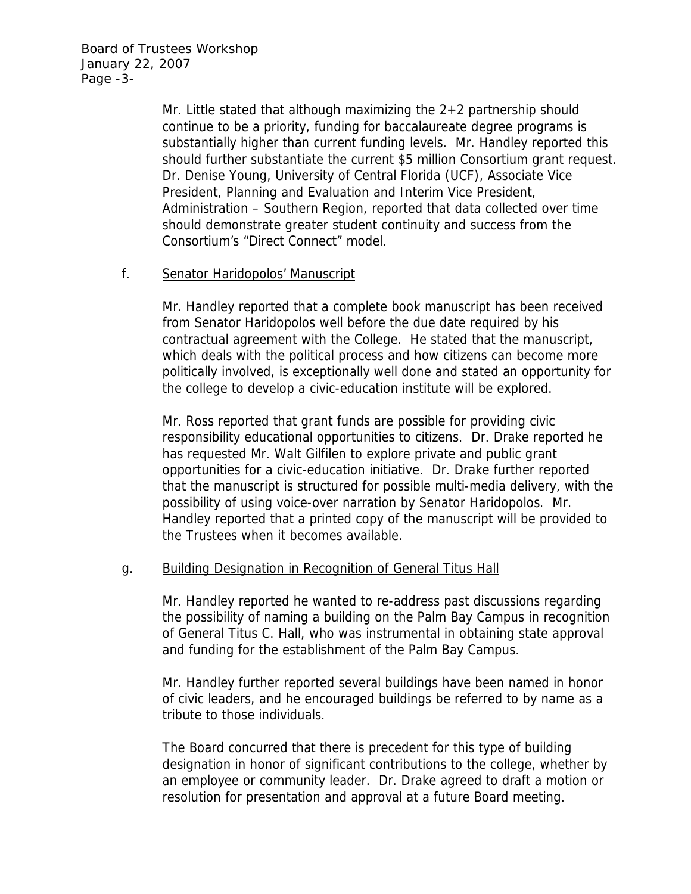Mr. Little stated that although maximizing the 2+2 partnership should continue to be a priority, funding for baccalaureate degree programs is substantially higher than current funding levels. Mr. Handley reported this should further substantiate the current $5 million Consortium grant request. Dr. Denise Young, University of Central Florida (UCF), Associate Vice President, Planning and Evaluation and Interim Vice President, Administration – Southern Region, reported that data collected over time should demonstrate greater student continuity and success from the Consortium's "Direct Connect" model.

f. Senator Haridopolos' Manuscript

Mr. Handley reported that a complete book manuscript has been received from Senator Haridopolos well before the due date required by his contractual agreement with the College. He stated that the manuscript, which deals with the political process and how citizens can become more politically involved, is exceptionally well done and stated an opportunity for the college to develop a civic-education institute will be explored.

Mr. Ross reported that grant funds are possible for providing civic responsibility educational opportunities to citizens. Dr. Drake reported he has requested Mr. Walt Gilfilen to explore private and public grant opportunities for a civic-education initiative. Dr. Drake further reported that the manuscript is structured for possible multi-media delivery, with the possibility of using voice-over narration by Senator Haridopolos. Mr. Handley reported that a printed copy of the manuscript will be provided to the Trustees when it becomes available.

g. Building Designation in Recognition of General Titus Hall

Mr. Handley reported he wanted to re-address past discussions regarding the possibility of naming a building on the Palm Bay Campus in recognition of General Titus C. Hall, who was instrumental in obtaining state approval and funding for the establishment of the Palm Bay Campus.

Mr. Handley further reported several buildings have been named in honor of civic leaders, and he encouraged buildings be referred to by name as a tribute to those individuals.

The Board concurred that there is precedent for this type of building designation in honor of significant contributions to the college, whether by an employee or community leader. Dr. Drake agreed to draft a motion or resolution for presentation and approval at a future Board meeting.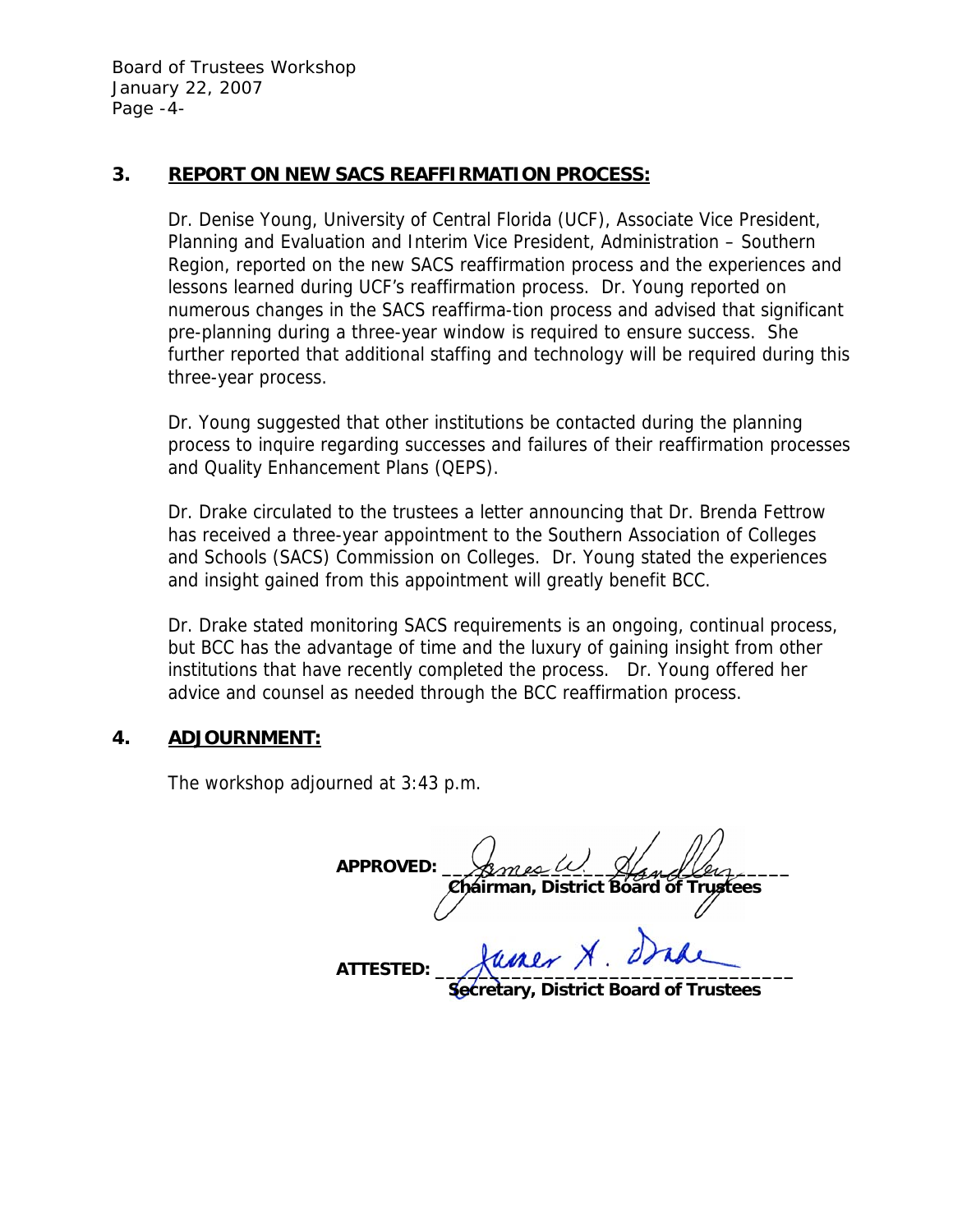## 3. REPORT ON NEW SACS REAFFIRMATION PROCESS:

Dr. Denise Young, University of Central Florida (UCF), Associate Vice President, Planning and Evaluation and Interim Vice President, Administration – Southern Region, reported on the new SACS reaffirmation process and the experiences and lessons learned during UCF's reaffirmation process. Dr. Young reported on numerous changes in the SACS reaffirma-tion process and advised that significant pre-planning during a three-year window is required to ensure success. She further reported that additional staffing and technology will be required during this three-year process.

Dr. Young suggested that other institutions be contacted during the planning process to inquire regarding successes and failures of their reaffirmation processes and Quality Enhancement Plans (QEPS).

Dr. Drake circulated to the trustees a letter announcing that Dr. Brenda Fettrow has received a three-year appointment to the Southern Association of Colleges and Schools (SACS) Commission on Colleges. Dr. Young stated the experiences and insight gained from this appointment will greatly benefit BCC.

Dr. Drake stated monitoring SACS requirements is an ongoing, continual process, but BCC has the advantage of time and the luxury of gaining insight from other institutions that have recently completed the process. Dr. Young offered her advice and counsel as needed through the BCC reaffirmation process.

## 4. ADJOURNMENT:

The workshop adjourned at 3:43 p.m.

**APPROVED:** James W. Handley
**Chairman, District Board of Trustees**

**ATTESTED:** James A. Drake
**Secretary, District Board of Trustees**